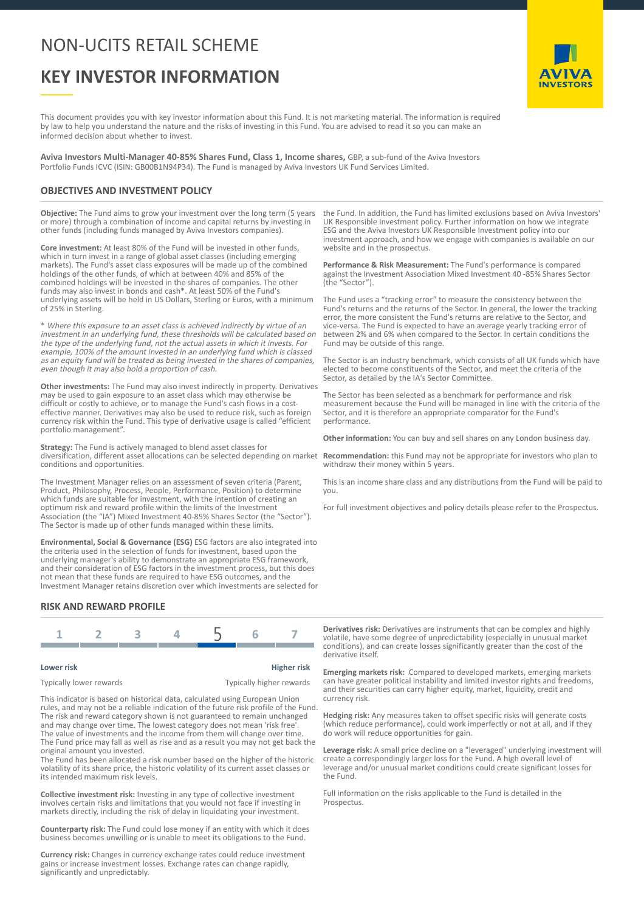# NON-UCITS RETAIL SCHEME

# KEY INVESTOR INFORMATION

This document provides you with key investor information about this Fund. It is not marketing material. The information is required by law to help you understand the nature and the risks of investing in this Fund. You are advised to read it so you can make an informed decision about whether to invest.

**Aviva Investors Multi-Manager 40-85% Shares Fund, Class 1, Income shares,** GBP, a sub-fund of the Aviva Investors Portfolio Funds ICVC (ISIN: GB00B1N94P34). The Fund is managed by Aviva Investors UK Fund Services Limited.

## OBJECTIVES AND INVESTMENT POLICY

**Objective:** The Fund aims to grow your investment over the long term (5 years or more) through a combination of income and capital returns by investing in other funds (including funds managed by Aviva Investors companies).

**Core investment:** At least 80% of the Fund will be invested in other funds, which in turn invest in a range of global asset classes (including emerging markets). The Fund's asset class exposures will be made up of the combined holdings of the other funds, of which at between 40% and 85% of the combined holdings will be invested in the shares of companies. The other funds may also invest in bonds and cash*. At least 50% of the Fund's underlying assets will be held in US Dollars, Sterling or Euros, with a minimum of 25% in Sterling.

\* *Where this exposure to an asset class is achieved indirectly by virtue of an investment in an underlying fund, these thresholds will be calculated based on the type of the underlying fund, not the actual assets in which it invests. For example, 100% of the amount invested in an underlying fund which is classed as an equity fund will be treated as being invested in the shares of companies, even though it may also hold a proportion of cash.*

**Other investments:** The Fund may also invest indirectly in property. Derivatives may be used to gain exposure to an asset class which may otherwise be difficult or costly to achieve, or to manage the Fund's cash flows in a cost-effective manner. Derivatives may also be used to reduce risk, such as foreign currency risk within the Fund. This type of derivative usage is called "efficient portfolio management".

**Strategy:** The Fund is actively managed to blend asset classes for diversification, different asset allocations can be selected depending on market conditions and opportunities.

The Investment Manager relies on an assessment of seven criteria (Parent, Product, Philosophy, Process, People, Performance, Position) to determine which funds are suitable for investment, with the intention of creating an optimum risk and reward profile within the limits of the Investment Association (the "IA") Mixed Investment 40-85% Shares Sector (the "Sector"). The Sector is made up of other funds managed within these limits.

**Environmental, Social & Governance (ESG)** ESG factors are also integrated into the criteria used in the selection of funds for investment, based upon the underlying manager's ability to demonstrate an appropriate ESG framework, and their consideration of ESG factors in the investment process, but this does not mean that these funds are required to have ESG outcomes, and the Investment Manager retains discretion over which investments are selected for the Fund. In addition, the Fund has limited exclusions based on Aviva Investors' UK Responsible Investment policy. Further information on how we integrate ESG and the Aviva Investors UK Responsible Investment policy into our investment approach, and how we engage with companies is available on our website and in the prospectus.

**Performance & Risk Measurement:** The Fund's performance is compared against the Investment Association Mixed Investment 40 -85% Shares Sector (the "Sector").

The Fund uses a "tracking error" to measure the consistency between the Fund's returns and the returns of the Sector. In general, the lower the tracking error, the more consistent the Fund's returns are relative to the Sector, and vice-versa. The Fund is expected to have an average yearly tracking error of between 2% and 6% when compared to the Sector. In certain conditions the Fund may be outside of this range.

The Sector is an industry benchmark, which consists of all UK funds which have elected to become constituents of the Sector, and meet the criteria of the Sector, as detailed by the IA's Sector Committee.

The Sector has been selected as a benchmark for performance and risk measurement because the Fund will be managed in line with the criteria of the Sector, and it is therefore an appropriate comparator for the Fund's performance.

**Other information:** You can buy and sell shares on any London business day.

**Recommendation:** this Fund may not be appropriate for investors who plan to withdraw their money within 5 years.

This is an income share class and any distributions from the Fund will be paid to you.

For full investment objectives and policy details please refer to the Prospectus.

## RISK AND REWARD PROFILE

| 1 | 2 | 3 | 4 | **5** | 6 | 7 |
|---|---|---|---|---|---|---|

**Lower risk** — Typically lower rewards | **Higher risk** — Typically higher rewards

This indicator is based on historical data, calculated using European Union rules, and may not be a reliable indication of the future risk profile of the Fund. The risk and reward category shown is not guaranteed to remain unchanged and may change over time. The lowest category does not mean 'risk free'. The value of investments and the income from them will change over time. The Fund price may fall as well as rise and as a result you may not get back the original amount you invested.
The Fund has been allocated a risk number based on the higher of the historic volatility of its share price, the historic volatility of its current asset classes or its intended maximum risk levels.

**Collective investment risk:** Investing in any type of collective investment involves certain risks and limitations that you would not face if investing in markets directly, including the risk of delay in liquidating your investment.

**Counterparty risk:** The Fund could lose money if an entity with which it does business becomes unwilling or is unable to meet its obligations to the Fund.

**Currency risk:** Changes in currency exchange rates could reduce investment gains or increase investment losses. Exchange rates can change rapidly, significantly and unpredictably.

**Derivatives risk:** Derivatives are instruments that can be complex and highly volatile, have some degree of unpredictability (especially in unusual market conditions), and can create losses significantly greater than the cost of the derivative itself.

**Emerging markets risk:** Compared to developed markets, emerging markets can have greater political instability and limited investor rights and freedoms, and their securities can carry higher equity, market, liquidity, credit and currency risk.

**Hedging risk:** Any measures taken to offset specific risks will generate costs (which reduce performance), could work imperfectly or not at all, and if they do work will reduce opportunities for gain.

**Leverage risk:** A small price decline on a "leveraged" underlying investment will create a correspondingly larger loss for the Fund. A high overall level of leverage and/or unusual market conditions could create significant losses for the Fund.

Full information on the risks applicable to the Fund is detailed in the Prospectus.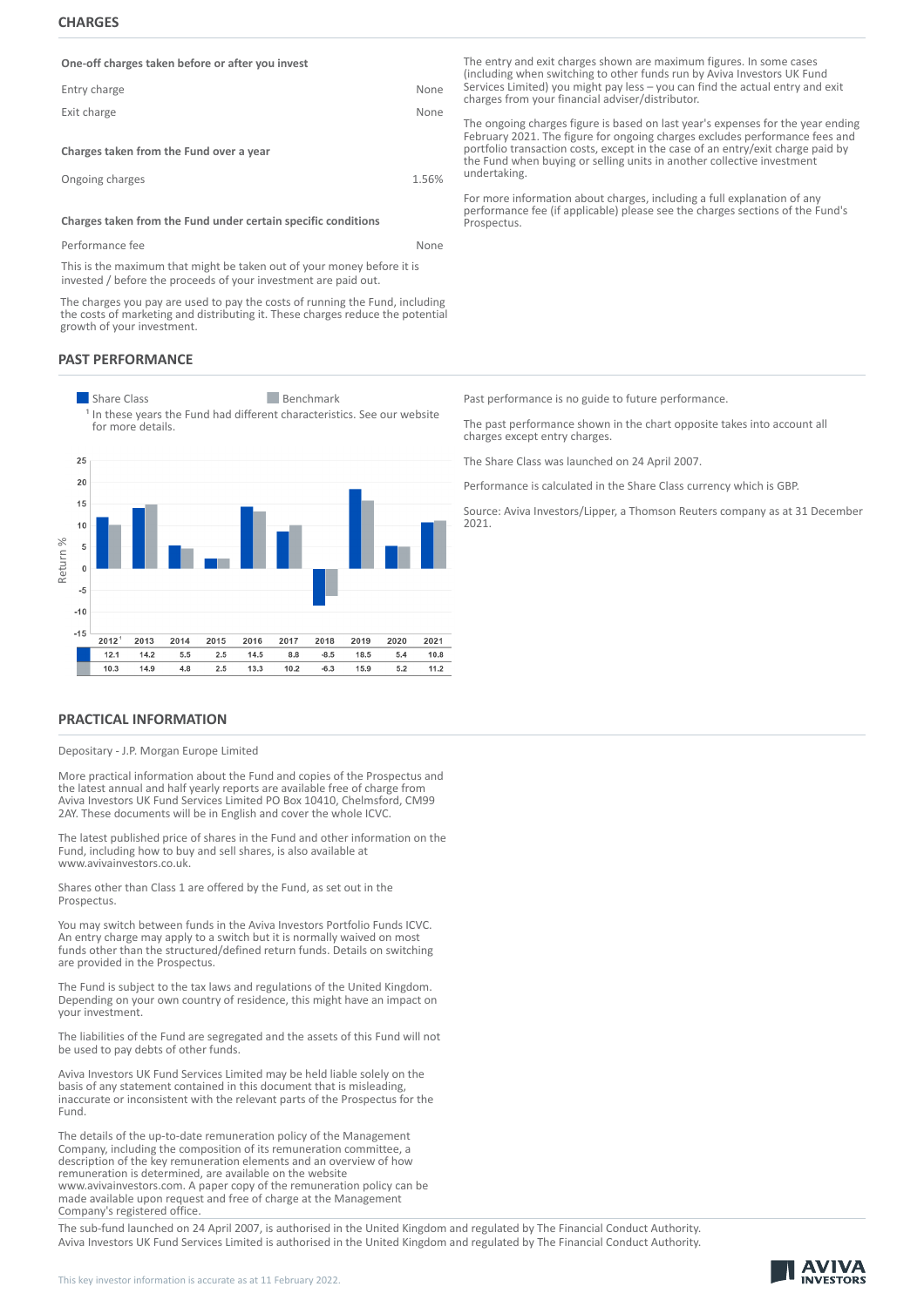## CHARGES

**One-off charges taken before or after you invest**

| | |
|---|---|
| Entry charge | None |
| Exit charge | None |

**Charges taken from the Fund over a year**

| | |
|---|---|
| Ongoing charges | 1.56% |

**Charges taken from the Fund under certain specific conditions**

| | |
|---|---|
| Performance fee | None |

This is the maximum that might be taken out of your money before it is invested / before the proceeds of your investment are paid out.

The charges you pay are used to pay the costs of running the Fund, including the costs of marketing and distributing it. These charges reduce the potential growth of your investment.

The entry and exit charges shown are maximum figures. In some cases (including when switching to other funds run by Aviva Investors UK Fund Services Limited) you might pay less – you can find the actual entry and exit charges from your financial adviser/distributor.

The ongoing charges figure is based on last year's expenses for the year ending February 2021. The figure for ongoing charges excludes performance fees and portfolio transaction costs, except in the case of an entry/exit charge paid by the Fund when buying or selling units in another collective investment undertaking.

For more information about charges, including a full explanation of any performance fee (if applicable) please see the charges sections of the Fund's Prospectus.

## PAST PERFORMANCE

Share Class
Benchmark

[1] In these years the Fund had different characteristics. See our website for more details.

Return %
25
20
15
10
5
0
-5
-10
-15

| | 2012[1] | 2013 | 2014 | 2015 | 2016 | 2017 | 2018 | 2019 | 2020 | 2021 |
|---|---|---|---|---|---|---|---|---|---|---|
| Share Class | 12.1 | 14.2 | 5.5 | 2.5 | 14.5 | 8.8 | -8.5 | 18.5 | 5.4 | 10.8 |
| Benchmark | 10.3 | 14.9 | 4.8 | 2.5 | 13.3 | 10.2 | -6.3 | 15.9 | 5.2 | 11.2 |

Past performance is no guide to future performance.

The past performance shown in the chart opposite takes into account all charges except entry charges.

The Share Class was launched on 24 April 2007.

Performance is calculated in the Share Class currency which is GBP.

Source: Aviva Investors/Lipper, a Thomson Reuters company as at 31 December 2021.

## PRACTICAL INFORMATION

Depositary - J.P. Morgan Europe Limited

More practical information about the Fund and copies of the Prospectus and the latest annual and half yearly reports are available free of charge from Aviva Investors UK Fund Services Limited PO Box 10410, Chelmsford, CM99 2AY. These documents will be in English and cover the whole ICVC.

The latest published price of shares in the Fund and other information on the Fund, including how to buy and sell shares, is also available at www.avivainvestors.co.uk.

Shares other than Class 1 are offered by the Fund, as set out in the Prospectus.

You may switch between funds in the Aviva Investors Portfolio Funds ICVC. An entry charge may apply to a switch but it is normally waived on most funds other than the structured/defined return funds. Details on switching are provided in the Prospectus.

The Fund is subject to the tax laws and regulations of the United Kingdom. Depending on your own country of residence, this might have an impact on your investment.

The liabilities of the Fund are segregated and the assets of this Fund will not be used to pay debts of other funds.

Aviva Investors UK Fund Services Limited may be held liable solely on the basis of any statement contained in this document that is misleading, inaccurate or inconsistent with the relevant parts of the Prospectus for the Fund.

The details of the up-to-date remuneration policy of the Management Company, including the composition of its remuneration committee, a description of the key remuneration elements and an overview of how remuneration is determined, are available on the website www.avivainvestors.com. A paper copy of the remuneration policy can be made available upon request and free of charge at the Management Company's registered office.

The sub-fund launched on 24 April 2007, is authorised in the United Kingdom and regulated by The Financial Conduct Authority.
Aviva Investors UK Fund Services Limited is authorised in the United Kingdom and regulated by The Financial Conduct Authority.

This key investor information is accurate as at 11 February 2022.